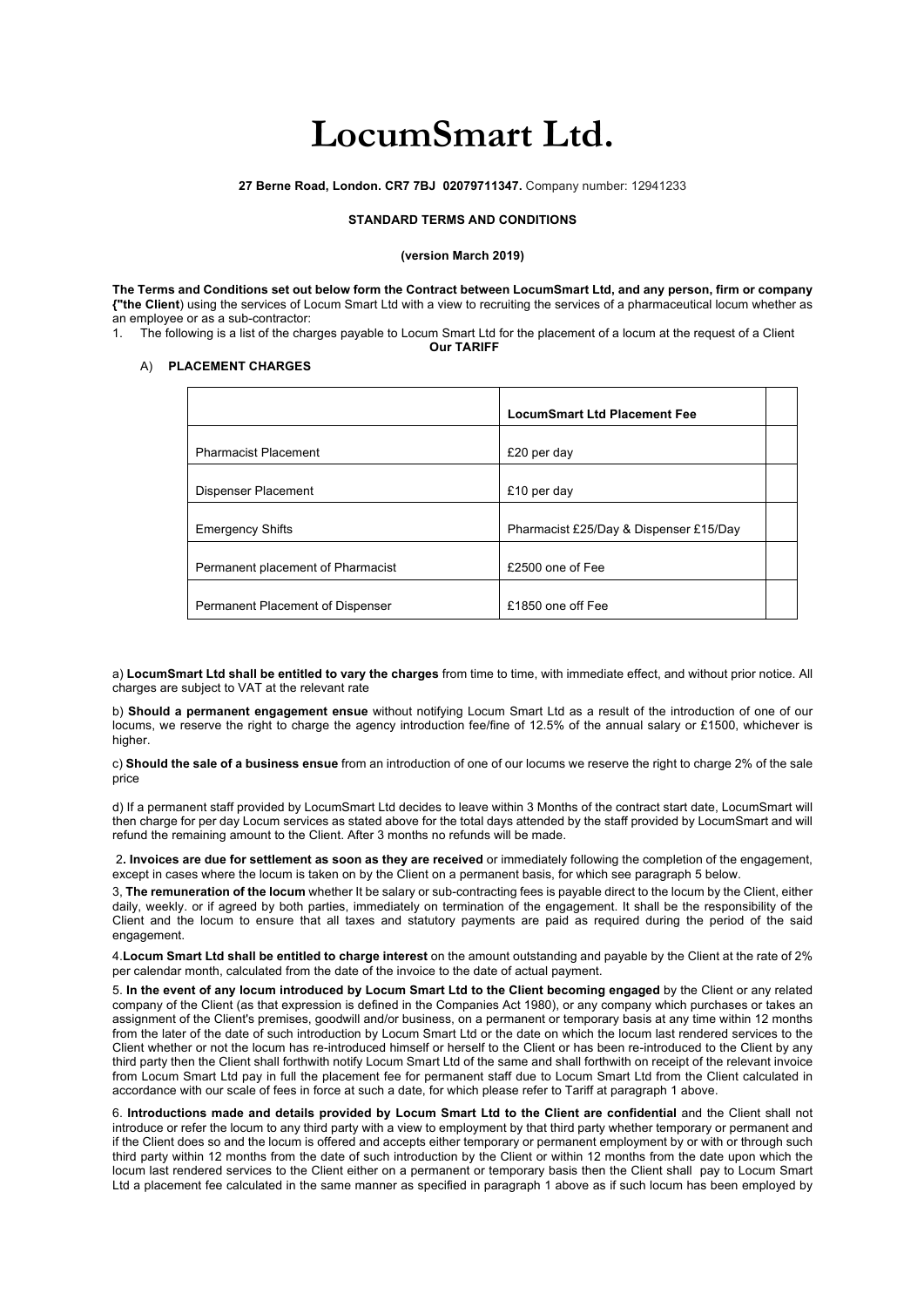# LocumSmart Ltd.

**27 Berne Road, London. CR7 7BJ 02079711347.** Company number: 12941233

**STANDARD TERMS AND CONDITIONS**

**(version March 2019)**

**The Terms and Conditions set out below form the Contract between LocumSmart Ltd, and any person, firm or company {"the Client**) using the services of Locum Smart Ltd with a view to recruiting the services of a pharmaceutical locum whether as an employee or as a sub-contractor:

1. The following is a list of the charges payable to Locum Smart Ltd for the placement of a locum at the request of a Client

**Our TARIFF**

A) **PLACEMENT CHARGES**

| | **LocumSmart Ltd Placement Fee** | |
|---|---|---|
| Pharmacist Placement | £20 per day | |
| Dispenser Placement | £10 per day | |
| Emergency Shifts | Pharmacist £25/Day & Dispenser £15/Day | |
| Permanent placement of Pharmacist | £2500 one of Fee | |
| Permanent Placement of Dispenser | £1850 one off Fee | |

a) **LocumSmart Ltd shall be entitled to vary the charges** from time to time, with immediate effect, and without prior notice. All charges are subject to VAT at the relevant rate

b) **Should a permanent engagement ensue** without notifying Locum Smart Ltd as a result of the introduction of one of our locums, we reserve the right to charge the agency introduction fee/fine of 12.5% of the annual salary or £1500, whichever is higher.

c) **Should the sale of a business ensue** from an introduction of one of our locums we reserve the right to charge 2% of the sale price

d) If a permanent staff provided by LocumSmart Ltd decides to leave within 3 Months of the contract start date, LocumSmart will then charge for per day Locum services as stated above for the total days attended by the staff provided by LocumSmart and will refund the remaining amount to the Client. After 3 months no refunds will be made.

2**. Invoices are due for settlement as soon as they are received** or immediately following the completion of the engagement, except in cases where the locum is taken on by the Client on a permanent basis, for which see paragraph 5 below.

3, **The remuneration of the locum** whether It be salary or sub-contracting fees is payable direct to the locum by the Client, either daily, weekly. or if agreed by both parties, immediately on termination of the engagement. It shall be the responsibility of the Client and the locum to ensure that all taxes and statutory payments are paid as required during the period of the said engagement.

4.**Locum Smart Ltd shall be entitled to charge interest** on the amount outstanding and payable by the Client at the rate of 2% per calendar month, calculated from the date of the invoice to the date of actual payment.

5. **In the event of any locum introduced by Locum Smart Ltd to the Client becoming engaged** by the Client or any related company of the Client (as that expression is defined in the Companies Act 1980), or any company which purchases or takes an assignment of the Client's premises, goodwill and/or business, on a permanent or temporary basis at any time within 12 months from the later of the date of such introduction by Locum Smart Ltd or the date on which the locum last rendered services to the Client whether or not the locum has re-introduced himself or herself to the Client or has been re-introduced to the Client by any third party then the Client shall forthwith notify Locum Smart Ltd of the same and shall forthwith on receipt of the relevant invoice from Locum Smart Ltd pay in full the placement fee for permanent staff due to Locum Smart Ltd from the Client calculated in accordance with our scale of fees in force at such a date, for which please refer to Tariff at paragraph 1 above.

6. **Introductions made and details provided by Locum Smart Ltd to the Client are confidential** and the Client shall not introduce or refer the locum to any third party with a view to employment by that third party whether temporary or permanent and if the Client does so and the locum is offered and accepts either temporary or permanent employment by or with or through such third party within 12 months from the date of such introduction by the Client or within 12 months from the date upon which the locum last rendered services to the Client either on a permanent or temporary basis then the Client shall pay to Locum Smart Ltd a placement fee calculated in the same manner as specified in paragraph 1 above as if such locum has been employed by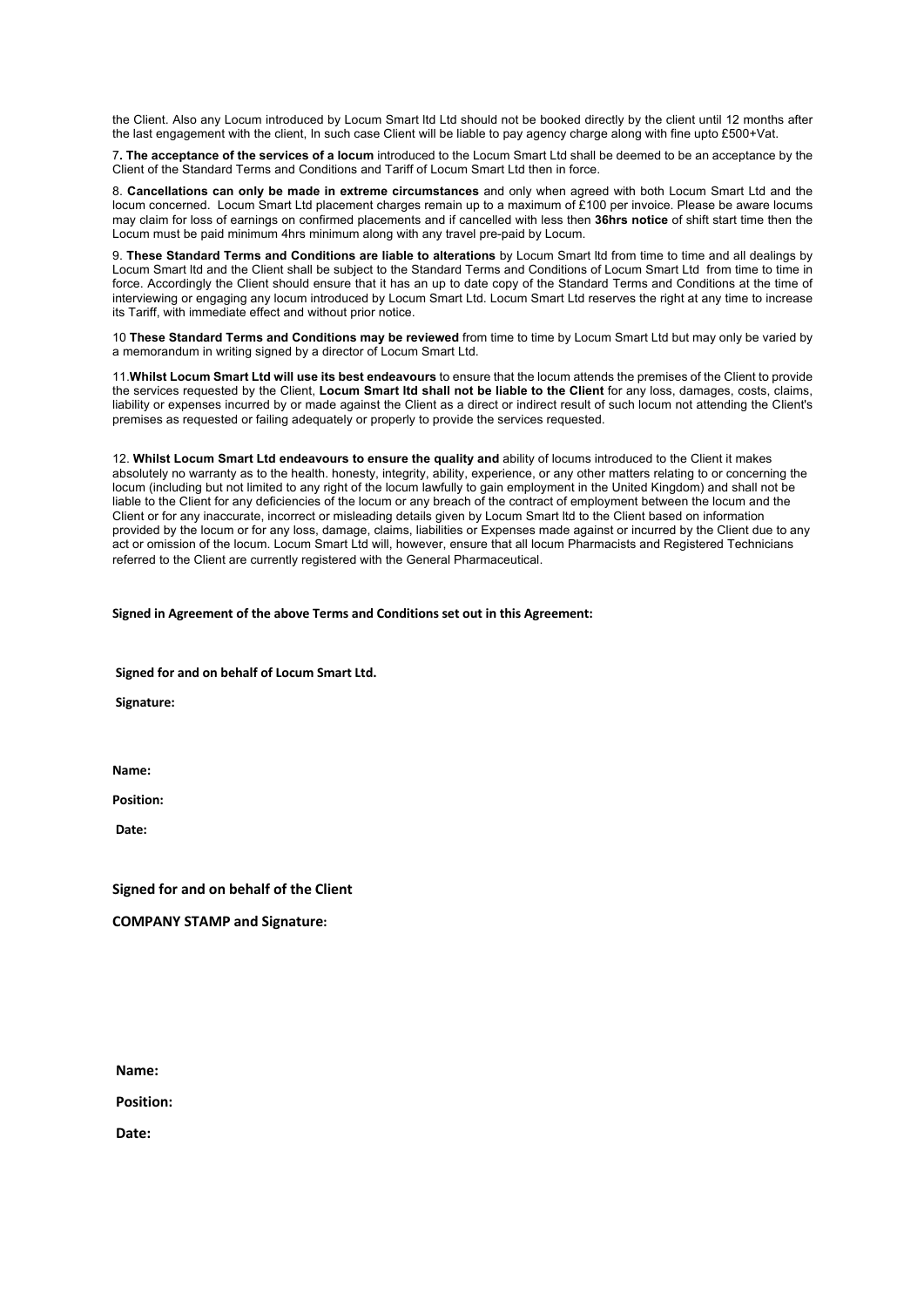the Client. Also any Locum introduced by Locum Smart ltd Ltd should not be booked directly by the client until 12 months after the last engagement with the client, In such case Client will be liable to pay agency charge along with fine upto £500+Vat.

7**. The acceptance of the services of a locum** introduced to the Locum Smart Ltd shall be deemed to be an acceptance by the Client of the Standard Terms and Conditions and Tariff of Locum Smart Ltd then in force.

8. **Cancellations can only be made in extreme circumstances** and only when agreed with both Locum Smart Ltd and the locum concerned. Locum Smart Ltd placement charges remain up to a maximum of £100 per invoice. Please be aware locums may claim for loss of earnings on confirmed placements and if cancelled with less then **36hrs notice** of shift start time then the Locum must be paid minimum 4hrs minimum along with any travel pre-paid by Locum.

9. **These Standard Terms and Conditions are liable to alterations** by Locum Smart ltd from time to time and all dealings by Locum Smart ltd and the Client shall be subject to the Standard Terms and Conditions of Locum Smart Ltd from time to time in force. Accordingly the Client should ensure that it has an up to date copy of the Standard Terms and Conditions at the time of interviewing or engaging any locum introduced by Locum Smart Ltd. Locum Smart Ltd reserves the right at any time to increase its Tariff, with immediate effect and without prior notice.

10 **These Standard Terms and Conditions may be reviewed** from time to time by Locum Smart Ltd but may only be varied by a memorandum in writing signed by a director of Locum Smart Ltd.

11.**Whilst Locum Smart Ltd will use its best endeavours** to ensure that the locum attends the premises of the Client to provide the services requested by the Client, **Locum Smart ltd shall not be liable to the Client** for any loss, damages, costs, claims, liability or expenses incurred by or made against the Client as a direct or indirect result of such locum not attending the Client's premises as requested or failing adequately or properly to provide the services requested.

12. **Whilst Locum Smart Ltd endeavours to ensure the quality and** ability of locums introduced to the Client it makes absolutely no warranty as to the health. honesty, integrity, ability, experience, or any other matters relating to or concerning the locum (including but not limited to any right of the locum lawfully to gain employment in the United Kingdom) and shall not be liable to the Client for any deficiencies of the locum or any breach of the contract of employment between the locum and the Client or for any inaccurate, incorrect or misleading details given by Locum Smart ltd to the Client based on information provided by the locum or for any loss, damage, claims, liabilities or Expenses made against or incurred by the Client due to any act or omission of the locum. Locum Smart Ltd will, however, ensure that all locum Pharmacists and Registered Technicians referred to the Client are currently registered with the General Pharmaceutical.

**Signed in Agreement of the above Terms and Conditions set out in this Agreement:**

**Signed for and on behalf of Locum Smart Ltd.**

**Signature:**

**Name:**

**Position:**

**Date:**

**Signed for and on behalf of the Client**

**COMPANY STAMP and Signature:**

**Name:**

**Position:**

**Date:**